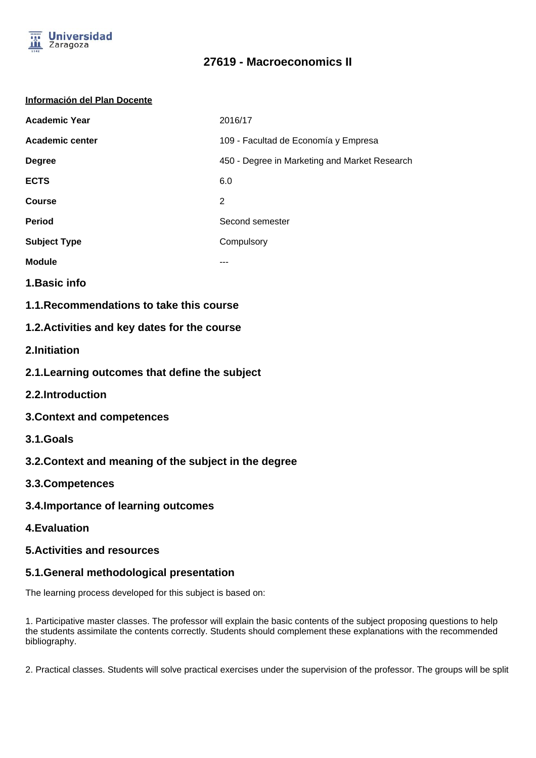# 27619 - Macroeconomics II

**Información del Plan Docente**

| | |
|---|---|
| **Academic Year** | 2016/17 |
| **Academic center** | 109 - Facultad de Economía y Empresa |
| **Degree** | 450 - Degree in Marketing and Market Research |
| **ECTS** | 6.0 |
| **Course** | 2 |
| **Period** | Second semester |
| **Subject Type** | Compulsory |
| **Module** | --- |

## 1.Basic info

### 1.1.Recommendations to take this course

### 1.2.Activities and key dates for the course

## 2.Initiation

### 2.1.Learning outcomes that define the subject

### 2.2.Introduction

## 3.Context and competences

### 3.1.Goals

### 3.2.Context and meaning of the subject in the degree

### 3.3.Competences

### 3.4.Importance of learning outcomes

## 4.Evaluation

## 5.Activities and resources

### 5.1.General methodological presentation

The learning process developed for this subject is based on:

1. Participative master classes. The professor will explain the basic contents of the subject proposing questions to help the students assimilate the contents correctly. Students should complement these explanations with the recommended bibliography.

2. Practical classes. Students will solve practical exercises under the supervision of the professor. The groups will be split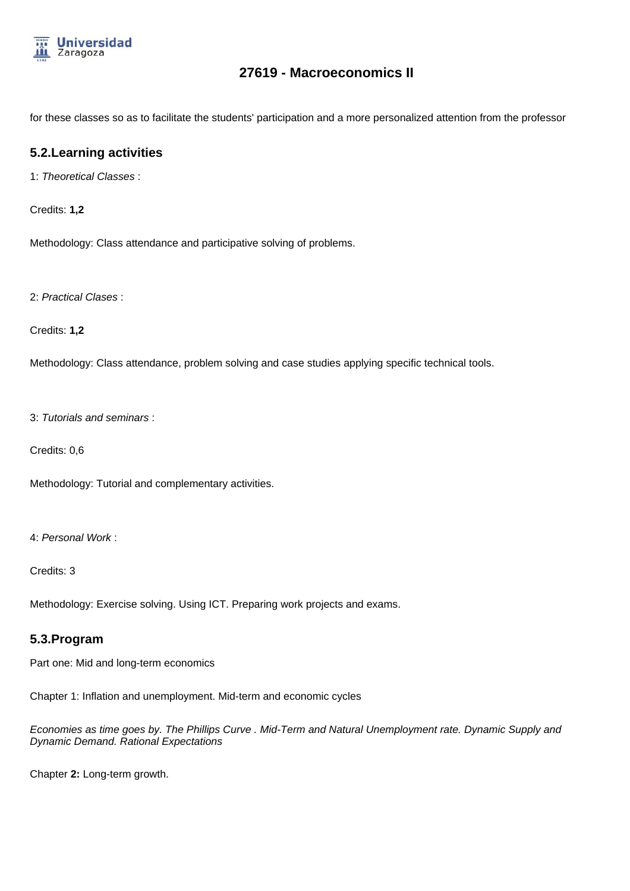for these classes so as to facilitate the students' participation and a more personalized attention from the professor

## 5.2.Learning activities

1: *Theoretical Classes* :

Credits: **1,2**

Methodology: Class attendance and participative solving of problems.

2: *Practical Clases* :

Credits: **1,2**

Methodology: Class attendance, problem solving and case studies applying specific technical tools.

3: *Tutorials and seminars* :

Credits: 0,6

Methodology: Tutorial and complementary activities.

4: *Personal Work* :

Credits: 3

Methodology: Exercise solving. Using ICT. Preparing work projects and exams.

## 5.3.Program

Part one: Mid and long-term economics

Chapter 1: Inflation and unemployment. Mid-term and economic cycles

*Economies as time goes by. The Phillips Curve . Mid-Term and Natural Unemployment rate. Dynamic Supply and Dynamic Demand. Rational Expectations*

Chapter **2:** Long-term growth.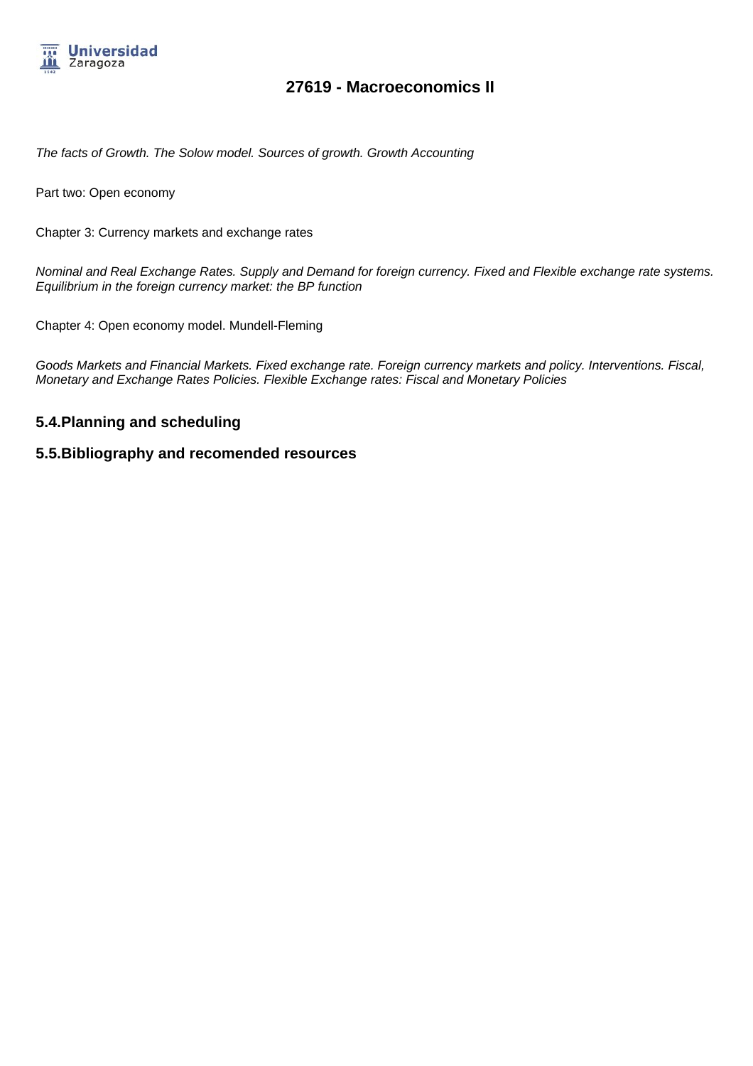*The facts of Growth. The Solow model. Sources of growth. Growth Accounting*

Part two: Open economy

Chapter 3: Currency markets and exchange rates

*Nominal and Real Exchange Rates. Supply and Demand for foreign currency. Fixed and Flexible exchange rate systems. Equilibrium in the foreign currency market: the BP function*

Chapter 4: Open economy model. Mundell-Fleming

*Goods Markets and Financial Markets. Fixed exchange rate. Foreign currency markets and policy. Interventions. Fiscal, Monetary and Exchange Rates Policies. Flexible Exchange rates: Fiscal and Monetary Policies*

## 5.4.Planning and scheduling

## 5.5.Bibliography and recomended resources